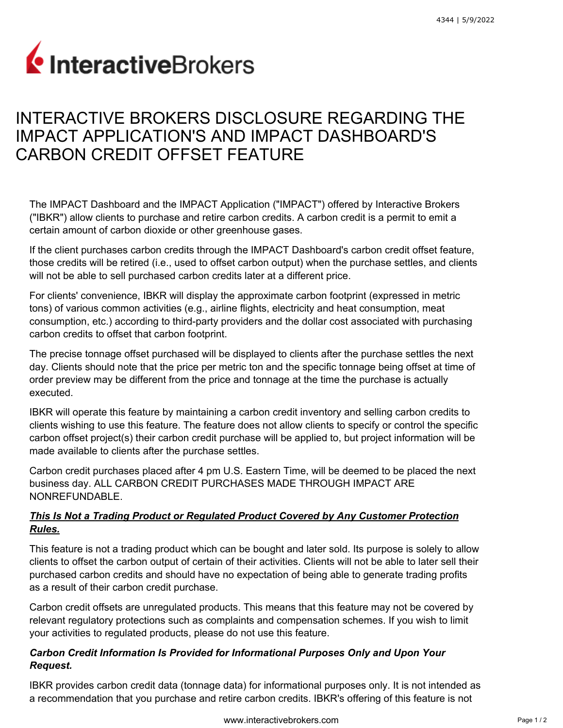# INTERACTIVE BROKERS DISCLOSURE REGARDING THE IMPACT APPLICATION'S AND IMPACT DASHBOARD'S CARBON CREDIT OFFSET FEATURE

The IMPACT Dashboard and the IMPACT Application ("IMPACT") offered by Interactive Brokers ("IBKR") allow clients to purchase and retire carbon credits. A carbon credit is a permit to emit a certain amount of carbon dioxide or other greenhouse gases.

If the client purchases carbon credits through the IMPACT Dashboard's carbon credit offset feature, those credits will be retired (i.e., used to offset carbon output) when the purchase settles, and clients will not be able to sell purchased carbon credits later at a different price.

For clients' convenience, IBKR will display the approximate carbon footprint (expressed in metric tons) of various common activities (e.g., airline flights, electricity and heat consumption, meat consumption, etc.) according to third-party providers and the dollar cost associated with purchasing carbon credits to offset that carbon footprint.

The precise tonnage offset purchased will be displayed to clients after the purchase settles the next day. Clients should note that the price per metric ton and the specific tonnage being offset at time of order preview may be different from the price and tonnage at the time the purchase is actually executed.

IBKR will operate this feature by maintaining a carbon credit inventory and selling carbon credits to clients wishing to use this feature. The feature does not allow clients to specify or control the specific carbon offset project(s) their carbon credit purchase will be applied to, but project information will be made available to clients after the purchase settles.

Carbon credit purchases placed after 4 pm U.S. Eastern Time, will be deemed to be placed the next business day. ALL CARBON CREDIT PURCHASES MADE THROUGH IMPACT ARE NONREFUNDABLE.

***This Is Not a Trading Product or Regulated Product Covered by Any Customer Protection Rules.***

This feature is not a trading product which can be bought and later sold. Its purpose is solely to allow clients to offset the carbon output of certain of their activities. Clients will not be able to later sell their purchased carbon credits and should have no expectation of being able to generate trading profits as a result of their carbon credit purchase.

Carbon credit offsets are unregulated products. This means that this feature may not be covered by relevant regulatory protections such as complaints and compensation schemes. If you wish to limit your activities to regulated products, please do not use this feature.

***Carbon Credit Information Is Provided for Informational Purposes Only and Upon Your Request.***

IBKR provides carbon credit data (tonnage data) for informational purposes only. It is not intended as a recommendation that you purchase and retire carbon credits. IBKR's offering of this feature is not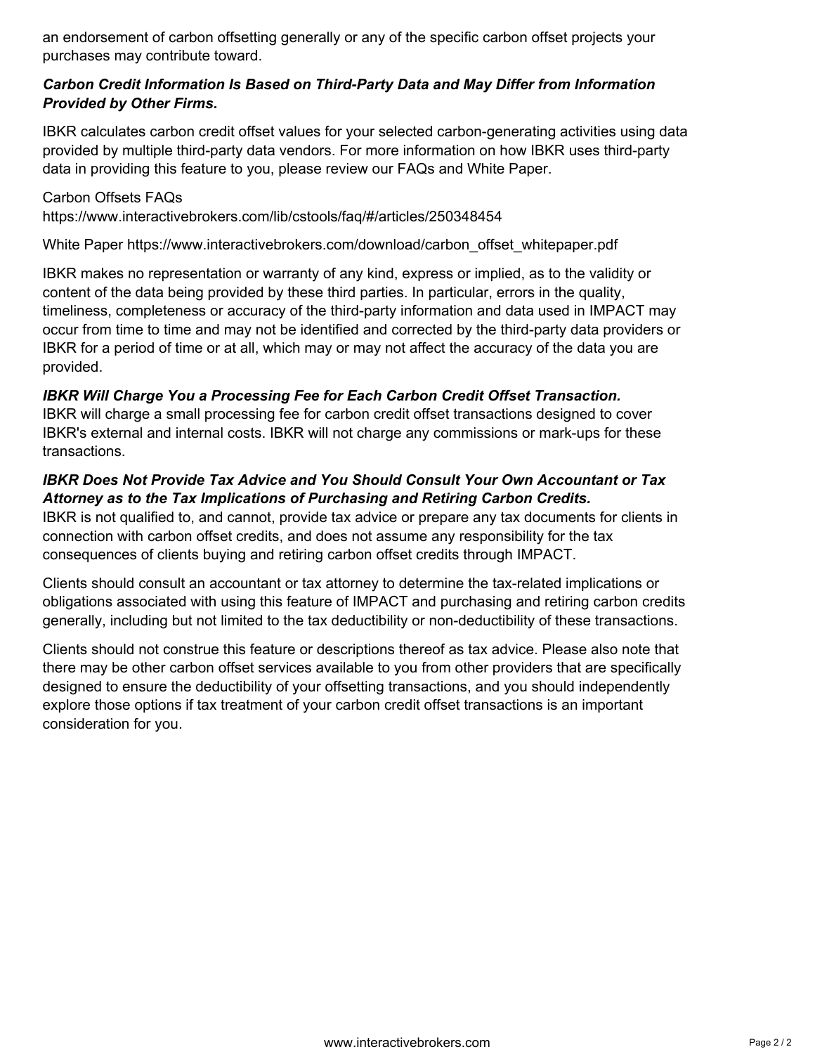an endorsement of carbon offsetting generally or any of the specific carbon offset projects your purchases may contribute toward.

***Carbon Credit Information Is Based on Third-Party Data and May Differ from Information Provided by Other Firms.***

IBKR calculates carbon credit offset values for your selected carbon-generating activities using data provided by multiple third-party data vendors. For more information on how IBKR uses third-party data in providing this feature to you, please review our FAQs and White Paper.

Carbon Offsets FAQs
https://www.interactivebrokers.com/lib/cstools/faq/#/articles/250348454

White Paper https://www.interactivebrokers.com/download/carbon_offset_whitepaper.pdf

IBKR makes no representation or warranty of any kind, express or implied, as to the validity or content of the data being provided by these third parties. In particular, errors in the quality, timeliness, completeness or accuracy of the third-party information and data used in IMPACT may occur from time to time and may not be identified and corrected by the third-party data providers or IBKR for a period of time or at all, which may or may not affect the accuracy of the data you are provided.

***IBKR Will Charge You a Processing Fee for Each Carbon Credit Offset Transaction.***
IBKR will charge a small processing fee for carbon credit offset transactions designed to cover IBKR's external and internal costs. IBKR will not charge any commissions or mark-ups for these transactions.

***IBKR Does Not Provide Tax Advice and You Should Consult Your Own Accountant or Tax Attorney as to the Tax Implications of Purchasing and Retiring Carbon Credits.***
IBKR is not qualified to, and cannot, provide tax advice or prepare any tax documents for clients in connection with carbon offset credits, and does not assume any responsibility for the tax consequences of clients buying and retiring carbon offset credits through IMPACT.

Clients should consult an accountant or tax attorney to determine the tax-related implications or obligations associated with using this feature of IMPACT and purchasing and retiring carbon credits generally, including but not limited to the tax deductibility or non-deductibility of these transactions.

Clients should not construe this feature or descriptions thereof as tax advice. Please also note that there may be other carbon offset services available to you from other providers that are specifically designed to ensure the deductibility of your offsetting transactions, and you should independently explore those options if tax treatment of your carbon credit offset transactions is an important consideration for you.